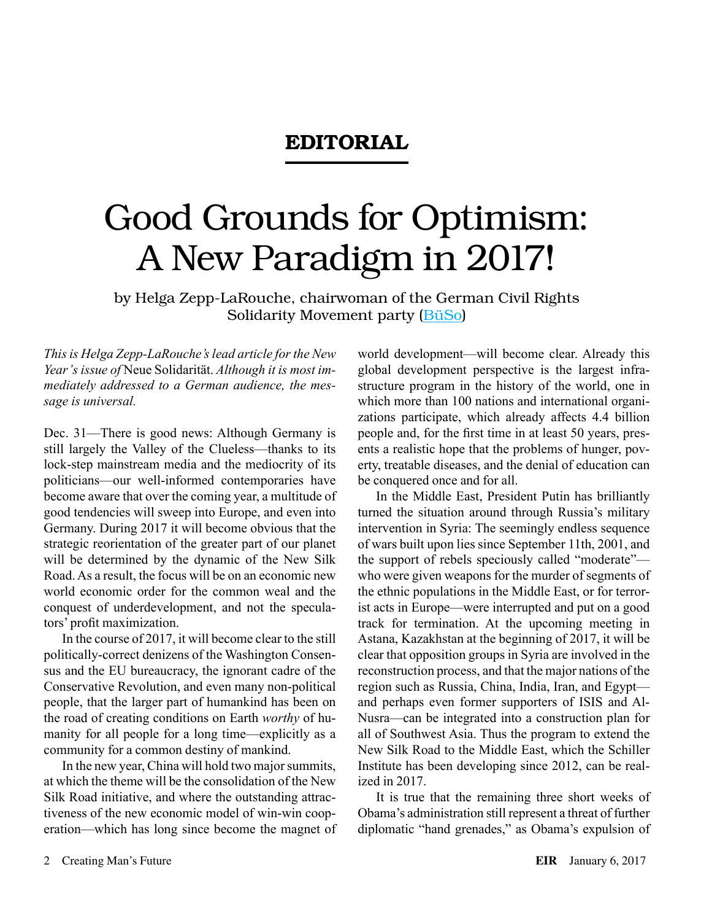## EDITORIAL

# Good Grounds for Optimism: A New Paradigm in 2017!

by Helga Zepp-LaRouche, chairwoman of the German Civil Rights Solidarity Movement party (BüSo)

*This is Helga Zepp-LaRouche's lead article for the New Year's issue of* Neue Solidarität. *Although it is most immediately addressed to a German audience, the message is universal.*

Dec. 31—There is good news: Although Germany is still largely the Valley of the Clueless—thanks to its lock-step mainstream media and the mediocrity of its politicians—our well-informed contemporaries have become aware that over the coming year, a multitude of good tendencies will sweep into Europe, and even into Germany. During 2017 it will become obvious that the strategic reorientation of the greater part of our planet will be determined by the dynamic of the New Silk Road. As a result, the focus will be on an economic new world economic order for the common weal and the conquest of underdevelopment, and not the speculators' profit maximization.

In the course of 2017, it will become clear to the still politically-correct denizens of the Washington Consensus and the EU bureaucracy, the ignorant cadre of the Conservative Revolution, and even many non-political people, that the larger part of humankind has been on the road of creating conditions on Earth *worthy* of humanity for all people for a long time—explicitly as a community for a common destiny of mankind.

In the new year, China will hold two major summits, at which the theme will be the consolidation of the New Silk Road initiative, and where the outstanding attractiveness of the new economic model of win-win cooperation—which has long since become the magnet of world development—will become clear. Already this global development perspective is the largest infrastructure program in the history of the world, one in which more than 100 nations and international organizations participate, which already affects 4.4 billion people and, for the first time in at least 50 years, presents a realistic hope that the problems of hunger, poverty, treatable diseases, and the denial of education can be conquered once and for all.

In the Middle East, President Putin has brilliantly turned the situation around through Russia's military intervention in Syria: The seemingly endless sequence of wars built upon lies since September 11th, 2001, and the support of rebels speciously called "moderate"—who were given weapons for the murder of segments of the ethnic populations in the Middle East, or for terrorist acts in Europe—were interrupted and put on a good track for termination. At the upcoming meeting in Astana, Kazakhstan at the beginning of 2017, it will be clear that opposition groups in Syria are involved in the reconstruction process, and that the major nations of the region such as Russia, China, India, Iran, and Egypt—and perhaps even former supporters of ISIS and Al-Nusra—can be integrated into a construction plan for all of Southwest Asia. Thus the program to extend the New Silk Road to the Middle East, which the Schiller Institute has been developing since 2012, can be realized in 2017.

It is true that the remaining three short weeks of Obama's administration still represent a threat of further diplomatic "hand grenades," as Obama's expulsion of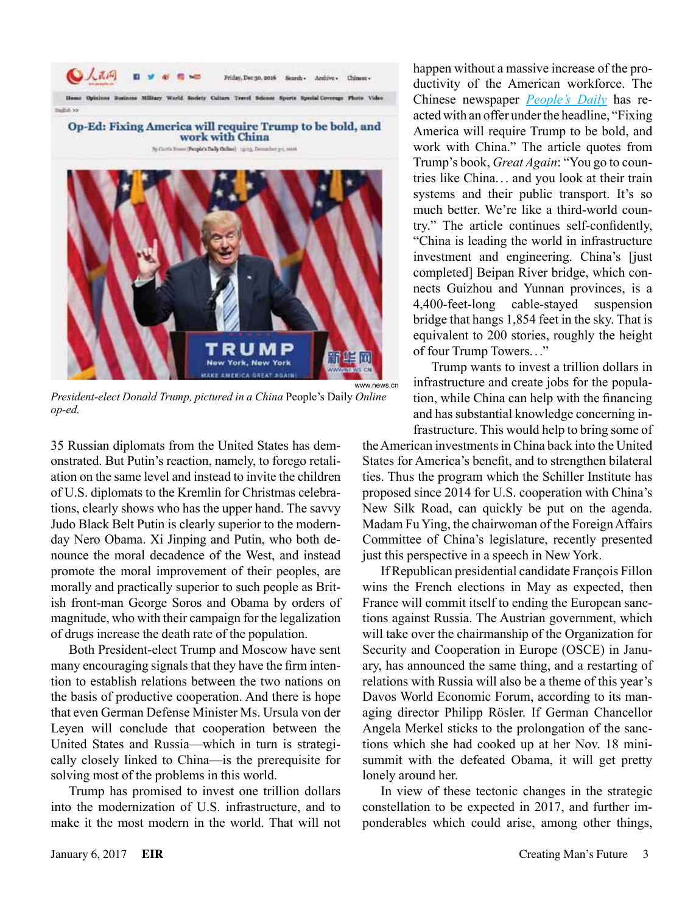*President-elect Donald Trump, pictured in a China* People's Daily *Online op-ed.*

35 Russian diplomats from the United States has demonstrated. But Putin's reaction, namely, to forego retaliation on the same level and instead to invite the children of U.S. diplomats to the Kremlin for Christmas celebrations, clearly shows who has the upper hand. The savvy Judo Black Belt Putin is clearly superior to the modern-day Nero Obama. Xi Jinping and Putin, who both denounce the moral decadence of the West, and instead promote the moral improvement of their peoples, are morally and practically superior to such people as British front-man George Soros and Obama by orders of magnitude, who with their campaign for the legalization of drugs increase the death rate of the population.

Both President-elect Trump and Moscow have sent many encouraging signals that they have the firm intention to establish relations between the two nations on the basis of productive cooperation. And there is hope that even German Defense Minister Ms. Ursula von der Leyen will conclude that cooperation between the United States and Russia—which in turn is strategically closely linked to China—is the prerequisite for solving most of the problems in this world.

Trump has promised to invest one trillion dollars into the modernization of U.S. infrastructure, and to make it the most modern in the world. That will not happen without a massive increase of the productivity of the American workforce. The Chinese newspaper *People's Daily* has reacted with an offer under the headline, "Fixing America will require Trump to be bold, and work with China." The article quotes from Trump's book, *Great Again*: "You go to countries like China... and you look at their train systems and their public transport. It's so much better. We're like a third-world country." The article continues self-confidently, "China is leading the world in infrastructure investment and engineering. China's [just completed] Beipan River bridge, which connects Guizhou and Yunnan provinces, is a 4,400-feet-long cable-stayed suspension bridge that hangs 1,854 feet in the sky. That is equivalent to 200 stories, roughly the height of four Trump Towers..."

Trump wants to invest a trillion dollars in infrastructure and create jobs for the population, while China can help with the financing and has substantial knowledge concerning infrastructure. This would help to bring some of the American investments in China back into the United States for America's benefit, and to strengthen bilateral ties. Thus the program which the Schiller Institute has proposed since 2014 for U.S. cooperation with China's New Silk Road, can quickly be put on the agenda. Madam Fu Ying, the chairwoman of the Foreign Affairs Committee of China's legislature, recently presented just this perspective in a speech in New York.

If Republican presidential candidate François Fillon wins the French elections in May as expected, then France will commit itself to ending the European sanctions against Russia. The Austrian government, which will take over the chairmanship of the Organization for Security and Cooperation in Europe (OSCE) in January, has announced the same thing, and a restarting of relations with Russia will also be a theme of this year's Davos World Economic Forum, according to its managing director Philipp Rösler. If German Chancellor Angela Merkel sticks to the prolongation of the sanctions which she had cooked up at her Nov. 18 mini-summit with the defeated Obama, it will get pretty lonely around her.

In view of these tectonic changes in the strategic constellation to be expected in 2017, and further imponderables which could arise, among other things,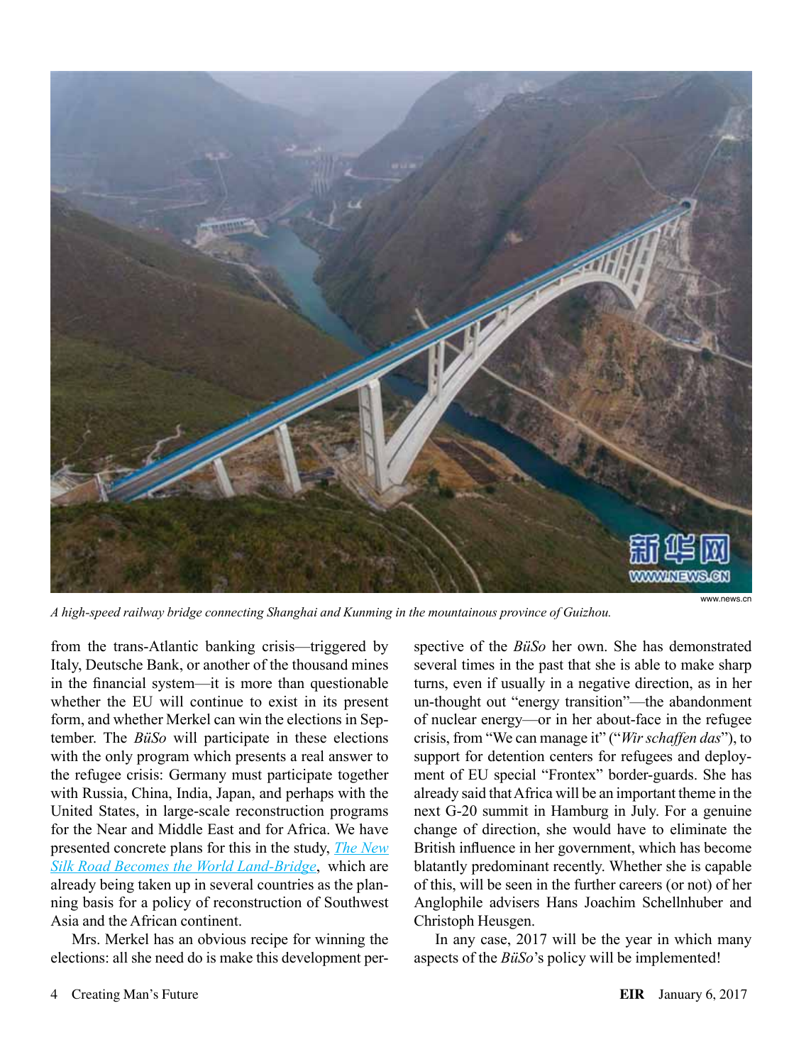www.news.cn

*A high-speed railway bridge connecting Shanghai and Kunming in the mountainous province of Guizhou.*

from the trans-Atlantic banking crisis—triggered by Italy, Deutsche Bank, or another of the thousand mines in the financial system—it is more than questionable whether the EU will continue to exist in its present form, and whether Merkel can win the elections in September. The *BüSo* will participate in these elections with the only program which presents a real answer to the refugee crisis: Germany must participate together with Russia, China, India, Japan, and perhaps with the United States, in large-scale reconstruction programs for the Near and Middle East and for Africa. We have presented concrete plans for this in the study, *The New Silk Road Becomes the World Land-Bridge*, which are already being taken up in several countries as the planning basis for a policy of reconstruction of Southwest Asia and the African continent.

Mrs. Merkel has an obvious recipe for winning the elections: all she need do is make this development perspective of the *BüSo* her own. She has demonstrated several times in the past that she is able to make sharp turns, even if usually in a negative direction, as in her un-thought out "energy transition"—the abandonment of nuclear energy—or in her about-face in the refugee crisis, from "We can manage it" ("*Wir schaffen das*"), to support for detention centers for refugees and deployment of EU special "Frontex" border-guards. She has already said that Africa will be an important theme in the next G-20 summit in Hamburg in July. For a genuine change of direction, she would have to eliminate the British influence in her government, which has become blatantly predominant recently. Whether she is capable of this, will be seen in the further careers (or not) of her Anglophile advisers Hans Joachim Schellnhuber and Christoph Heusgen.

In any case, 2017 will be the year in which many aspects of the *BüSo*'s policy will be implemented!